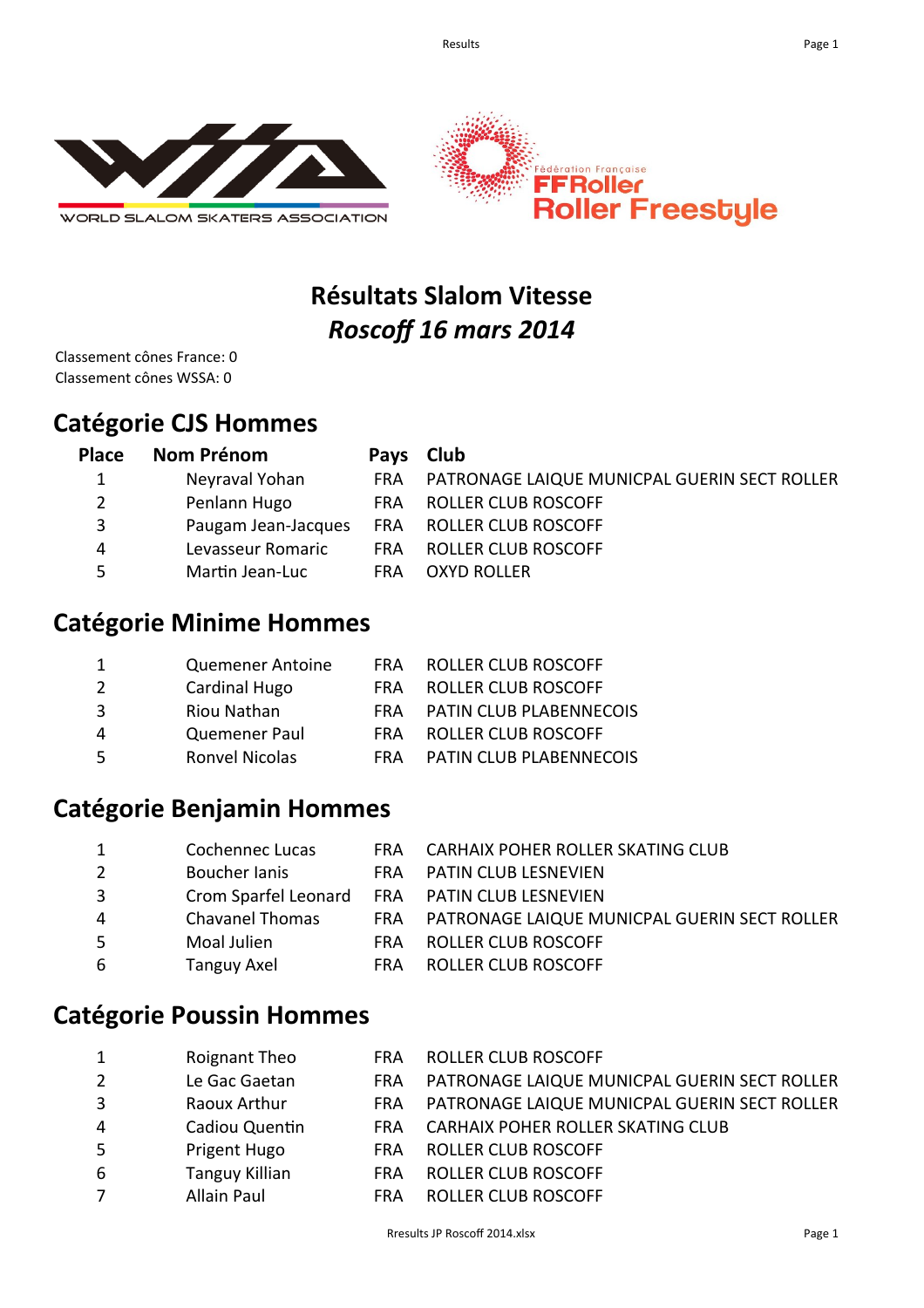# Résultats Slalom Vitesse

## *Roscoff 16 mars 2014*

Classement cônes France: 0
Classement cônes WSSA: 0

## Catégorie CJS Hommes

| Place | Nom Prénom | Pays | Club |
|---|---|---|---|
| 1 | Neyraval Yohan | FRA | PATRONAGE LAIQUE MUNICPAL GUERIN SECT ROLLER |
| 2 | Penlann Hugo | FRA | ROLLER CLUB ROSCOFF |
| 3 | Paugam Jean-Jacques | FRA | ROLLER CLUB ROSCOFF |
| 4 | Levasseur Romaric | FRA | ROLLER CLUB ROSCOFF |
| 5 | Martin Jean-Luc | FRA | OXYD ROLLER |

## Catégorie Minime Hommes

| Place | Nom Prénom | Pays | Club |
|---|---|---|---|
| 1 | Quemener Antoine | FRA | ROLLER CLUB ROSCOFF |
| 2 | Cardinal Hugo | FRA | ROLLER CLUB ROSCOFF |
| 3 | Riou Nathan | FRA | PATIN CLUB PLABENNECOIS |
| 4 | Quemener Paul | FRA | ROLLER CLUB ROSCOFF |
| 5 | Ronvel Nicolas | FRA | PATIN CLUB PLABENNECOIS |

## Catégorie Benjamin Hommes

| Place | Nom Prénom | Pays | Club |
|---|---|---|---|
| 1 | Cochennec Lucas | FRA | CARHAIX POHER ROLLER SKATING CLUB |
| 2 | Boucher Ianis | FRA | PATIN CLUB LESNEVIEN |
| 3 | Crom Sparfel Leonard | FRA | PATIN CLUB LESNEVIEN |
| 4 | Chavanel Thomas | FRA | PATRONAGE LAIQUE MUNICPAL GUERIN SECT ROLLER |
| 5 | Moal Julien | FRA | ROLLER CLUB ROSCOFF |
| 6 | Tanguy Axel | FRA | ROLLER CLUB ROSCOFF |

## Catégorie Poussin Hommes

| Place | Nom Prénom | Pays | Club |
|---|---|---|---|
| 1 | Roignant Theo | FRA | ROLLER CLUB ROSCOFF |
| 2 | Le Gac Gaetan | FRA | PATRONAGE LAIQUE MUNICPAL GUERIN SECT ROLLER |
| 3 | Raoux Arthur | FRA | PATRONAGE LAIQUE MUNICPAL GUERIN SECT ROLLER |
| 4 | Cadiou Quentin | FRA | CARHAIX POHER ROLLER SKATING CLUB |
| 5 | Prigent Hugo | FRA | ROLLER CLUB ROSCOFF |
| 6 | Tanguy Killian | FRA | ROLLER CLUB ROSCOFF |
| 7 | Allain Paul | FRA | ROLLER CLUB ROSCOFF |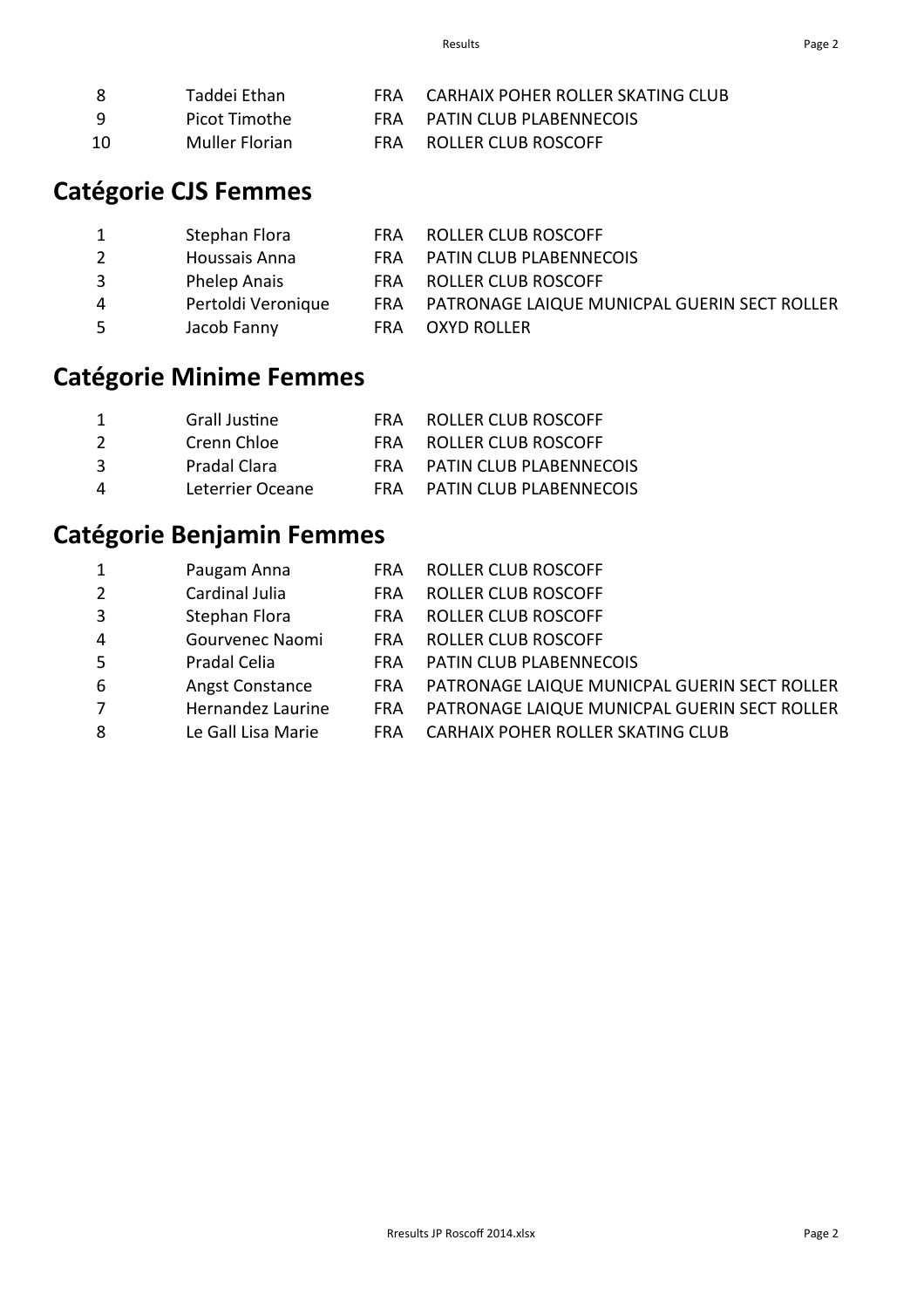| | | | |
|---|---|---|---|
| 8 | Taddei Ethan | FRA | CARHAIX POHER ROLLER SKATING CLUB |
| 9 | Picot Timothe | FRA | PATIN CLUB PLABENNECOIS |
| 10 | Muller Florian | FRA | ROLLER CLUB ROSCOFF |

## Catégorie CJS Femmes

| | | | |
|---|---|---|---|
| 1 | Stephan Flora | FRA | ROLLER CLUB ROSCOFF |
| 2 | Houssais Anna | FRA | PATIN CLUB PLABENNECOIS |
| 3 | Phelep Anais | FRA | ROLLER CLUB ROSCOFF |
| 4 | Pertoldi Veronique | FRA | PATRONAGE LAIQUE MUNICPAL GUERIN SECT ROLLER |
| 5 | Jacob Fanny | FRA | OXYD ROLLER |

## Catégorie Minime Femmes

| | | | |
|---|---|---|---|
| 1 | Grall Justine | FRA | ROLLER CLUB ROSCOFF |
| 2 | Crenn Chloe | FRA | ROLLER CLUB ROSCOFF |
| 3 | Pradal Clara | FRA | PATIN CLUB PLABENNECOIS |
| 4 | Leterrier Oceane | FRA | PATIN CLUB PLABENNECOIS |

## Catégorie Benjamin Femmes

| | | | |
|---|---|---|---|
| 1 | Paugam Anna | FRA | ROLLER CLUB ROSCOFF |
| 2 | Cardinal Julia | FRA | ROLLER CLUB ROSCOFF |
| 3 | Stephan Flora | FRA | ROLLER CLUB ROSCOFF |
| 4 | Gourvenec Naomi | FRA | ROLLER CLUB ROSCOFF |
| 5 | Pradal Celia | FRA | PATIN CLUB PLABENNECOIS |
| 6 | Angst Constance | FRA | PATRONAGE LAIQUE MUNICPAL GUERIN SECT ROLLER |
| 7 | Hernandez Laurine | FRA | PATRONAGE LAIQUE MUNICPAL GUERIN SECT ROLLER |
| 8 | Le Gall Lisa Marie | FRA | CARHAIX POHER ROLLER SKATING CLUB |